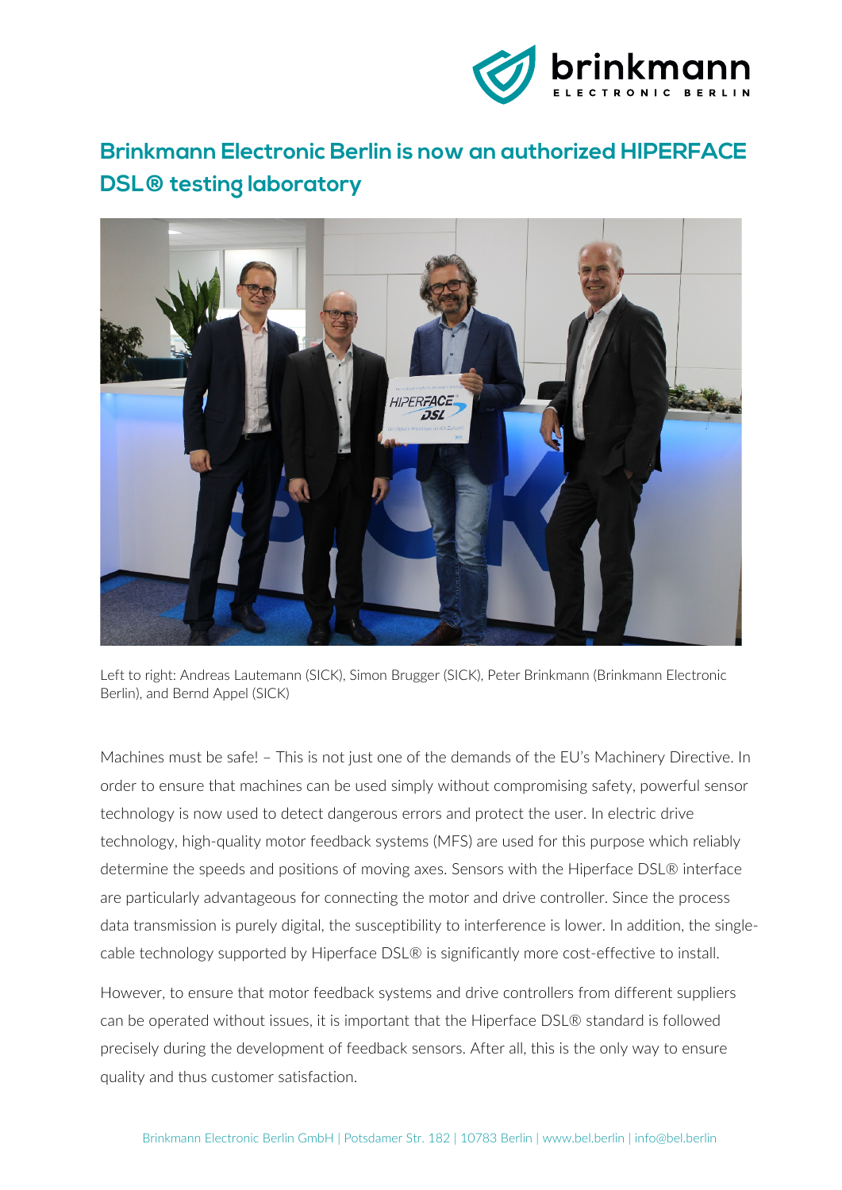# Brinkmann Electronic Berlin is now an authorized HIPERFACE DSL® testing laboratory

Left to right: Andreas Lautemann (SICK), Simon Brugger (SICK), Peter Brinkmann (Brinkmann Electronic Berlin), and Bernd Appel (SICK)

Machines must be safe! – This is not just one of the demands of the EU's Machinery Directive. In order to ensure that machines can be used simply without compromising safety, powerful sensor technology is now used to detect dangerous errors and protect the user. In electric drive technology, high-quality motor feedback systems (MFS) are used for this purpose which reliably determine the speeds and positions of moving axes. Sensors with the Hiperface DSL® interface are particularly advantageous for connecting the motor and drive controller. Since the process data transmission is purely digital, the susceptibility to interference is lower. In addition, the single-cable technology supported by Hiperface DSL® is significantly more cost-effective to install.

However, to ensure that motor feedback systems and drive controllers from different suppliers can be operated without issues, it is important that the Hiperface DSL® standard is followed precisely during the development of feedback sensors. After all, this is the only way to ensure quality and thus customer satisfaction.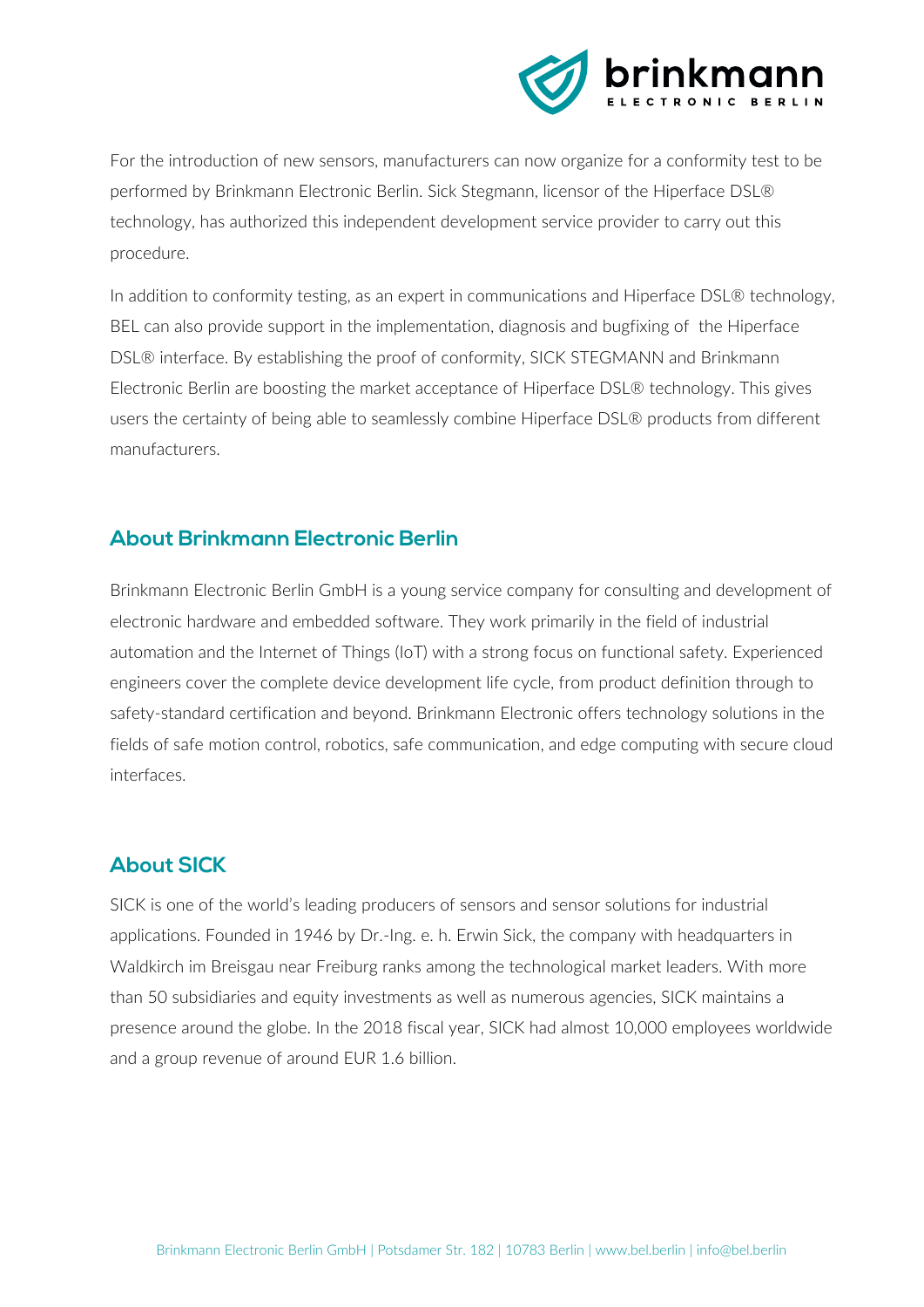For the introduction of new sensors, manufacturers can now organize for a conformity test to be performed by Brinkmann Electronic Berlin. Sick Stegmann, licensor of the Hiperface DSL® technology, has authorized this independent development service provider to carry out this procedure.

In addition to conformity testing, as an expert in communications and Hiperface DSL® technology, BEL can also provide support in the implementation, diagnosis and bugfixing of the Hiperface DSL® interface. By establishing the proof of conformity, SICK STEGMANN and Brinkmann Electronic Berlin are boosting the market acceptance of Hiperface DSL® technology. This gives users the certainty of being able to seamlessly combine Hiperface DSL® products from different manufacturers.

## About Brinkmann Electronic Berlin

Brinkmann Electronic Berlin GmbH is a young service company for consulting and development of electronic hardware and embedded software. They work primarily in the field of industrial automation and the Internet of Things (IoT) with a strong focus on functional safety. Experienced engineers cover the complete device development life cycle, from product definition through to safety-standard certification and beyond. Brinkmann Electronic offers technology solutions in the fields of safe motion control, robotics, safe communication, and edge computing with secure cloud interfaces.

## About SICK

SICK is one of the world's leading producers of sensors and sensor solutions for industrial applications. Founded in 1946 by Dr.-Ing. e. h. Erwin Sick, the company with headquarters in Waldkirch im Breisgau near Freiburg ranks among the technological market leaders. With more than 50 subsidiaries and equity investments as well as numerous agencies, SICK maintains a presence around the globe. In the 2018 fiscal year, SICK had almost 10,000 employees worldwide and a group revenue of around EUR 1.6 billion.